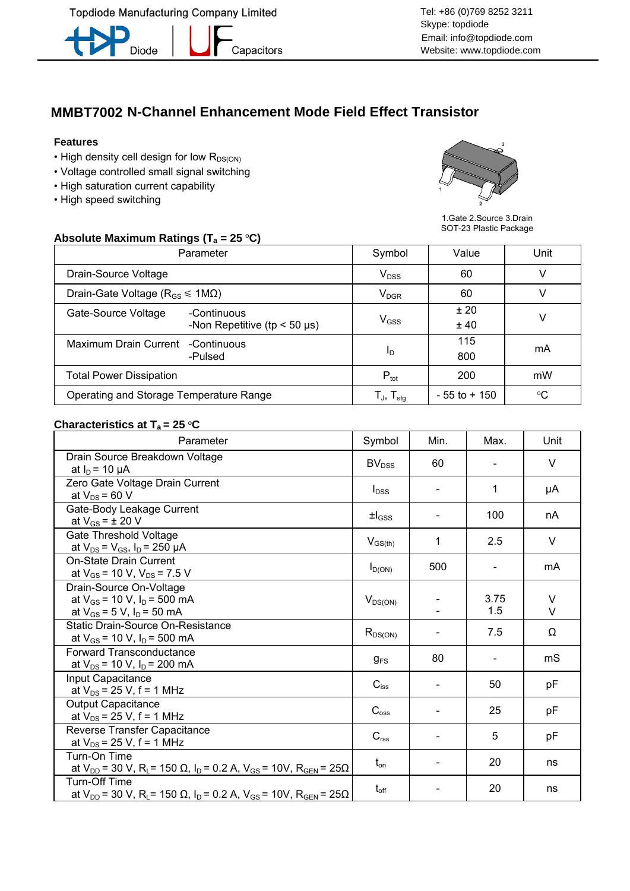Topdiode Manufacturing Company Limited

Diode | Capacitors

Tel: +86 (0)769 8252 3211
Skype: topdiode
Email: info@topdiode.com
Website: www.topdiode.com

# MMBT7002 N-Channel Enhancement Mode Field Effect Transistor

### Features

- High density cell design for low $R_{DS(ON)}$
- Voltage controlled small signal switching
- High saturation current capability
- High speed switching

1.Gate 2.Source 3.Drain
SOT-23 Plastic Package

### Absolute Maximum Ratings ($T_a$ = 25 °C)

| Parameter | | Symbol | Value | Unit |
|---|---|---|---|---|
| Drain-Source Voltage | | $V_{DSS}$ | 60 | V |
| Drain-Gate Voltage ($R_{GS} \leqslant$ 1MΩ) | | $V_{DGR}$ | 60 | V |
| Gate-Source Voltage | -Continuous<br>-Non Repetitive (tp < 50 μs) | $V_{GSS}$ | ± 20<br>± 40 | V |
| Maximum Drain Current | -Continuous<br>-Pulsed | $I_D$ | 115<br>800 | mA |
| Total Power Dissipation | | $P_{tot}$ | 200 | mW |
| Operating and Storage Temperature Range | | $T_J$, $T_{stg}$ | - 55 to + 150 | °C |

### Characteristics at $T_a$ = 25 °C

| Parameter | Symbol | Min. | Max. | Unit |
|---|---|---|---|---|
| Drain Source Breakdown Voltage<br>at $I_D$ = 10 μA | $BV_{DSS}$ | 60 | - | V |
| Zero Gate Voltage Drain Current<br>at $V_{DS}$ = 60 V | $I_{DSS}$ | - | 1 | μA |
| Gate-Body Leakage Current<br>at $V_{GS}$ = ± 20 V | $\pm I_{GSS}$ | - | 100 | nA |
| Gate Threshold Voltage<br>at $V_{DS}$ = $V_{GS}$, $I_D$ = 250 μA | $V_{GS(th)}$ | 1 | 2.5 | V |
| On-State Drain Current<br>at $V_{GS}$ = 10 V, $V_{DS}$ = 7.5 V | $I_{D(ON)}$ | 500 | - | mA |
| Drain-Source On-Voltage<br>at $V_{GS}$ = 10 V, $I_D$ = 500 mA<br>at $V_{GS}$ = 5 V, $I_D$ = 50 mA | $V_{DS(ON)}$ | -<br>- | 3.75<br>1.5 | V<br>V |
| Static Drain-Source On-Resistance<br>at $V_{GS}$ = 10 V, $I_D$ = 500 mA | $R_{DS(ON)}$ | - | 7.5 | Ω |
| Forward Transconductance<br>at $V_{DS}$ = 10 V, $I_D$ = 200 mA | $g_{FS}$ | 80 | - | mS |
| Input Capacitance<br>at $V_{DS}$ = 25 V, f = 1 MHz | $C_{iss}$ | - | 50 | pF |
| Output Capacitance<br>at $V_{DS}$ = 25 V, f = 1 MHz | $C_{oss}$ | - | 25 | pF |
| Reverse Transfer Capacitance<br>at $V_{DS}$ = 25 V, f = 1 MHz | $C_{rss}$ | - | 5 | pF |
| Turn-On Time<br>at $V_{DD}$ = 30 V, $R_L$ = 150 Ω, $I_D$ = 0.2 A, $V_{GS}$ = 10V, $R_{GEN}$ = 25Ω | $t_{on}$ | - | 20 | ns |
| Turn-Off Time<br>at $V_{DD}$ = 30 V, $R_L$ = 150 Ω, $I_D$ = 0.2 A, $V_{GS}$ = 10V, $R_{GEN}$ = 25Ω | $t_{off}$ | - | 20 | ns |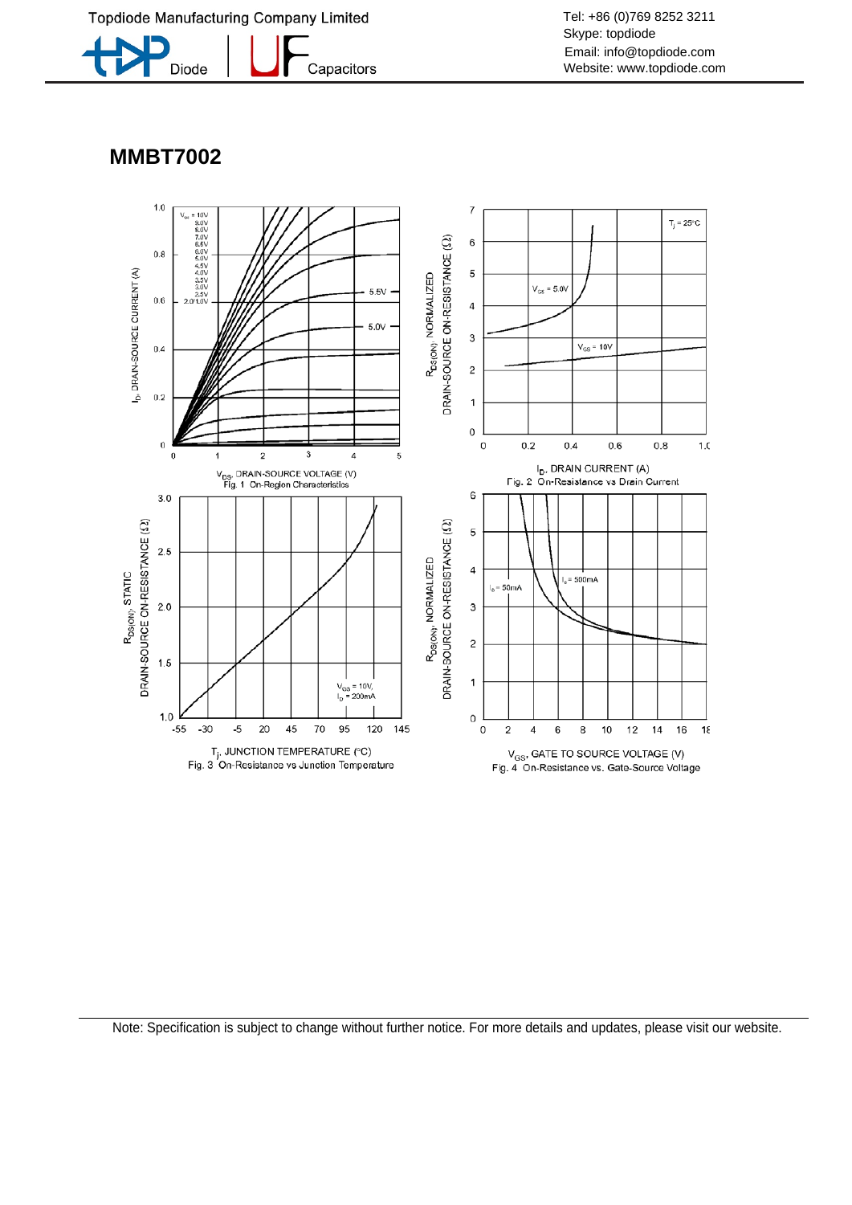# MMBT7002

1.0
0.8
0.6
0.4
0.2
0

$V_{GS}$ = 10V
9.0V
8.0V
7.0V
6.5V
6.0V
5.0V
4.5V
4.0V
3.5V
3.0V
2.5V
2.0/1.0V

5.5V
5.0V

0 1 2 3 4 5

$I_D$, DRAIN-SOURCE CURRENT (A)

$V_{DS}$, DRAIN-SOURCE VOLTAGE (V)

Fig. 1 On-Region Characteristics

7
6
5
4
3
2
1
0

$T_j$ = 25°C

$V_{GS}$ = 5.0V

$V_{GS}$ = 10V

0 0.2 0.4 0.6 0.8 1.0

$R_{DS(ON)}$, NORMALIZED DRAIN-SOURCE ON-RESISTANCE (Ω)

$I_D$, DRAIN CURRENT (A)

Fig. 2 On-Resistance vs Drain Current

3.0
2.5
2.0
1.5
1.0

$V_{GS}$ = 10V,
$I_D$ = 200mA

-55 -30 -5 20 45 70 95 120 145

$R_{DS(ON)}$, STATIC DRAIN-SOURCE ON-RESISTANCE (Ω)

$T_j$, JUNCTION TEMPERATURE (°C)

Fig. 3 On-Resistance vs Junction Temperature

6
5
4
3
2
1
0

$I_D$ = 50mA

$I_D$ = 500mA

0 2 4 6 8 10 12 14 16 18

$R_{DS(ON)}$, NORMALIZED DRAIN-SOURCE ON-RESISTANCE (Ω)

$V_{GS}$, GATE TO SOURCE VOLTAGE (V)

Fig. 4 On-Resistance vs. Gate-Source Voltage

Note: Specification is subject to change without further notice. For more details and updates, please visit our website.